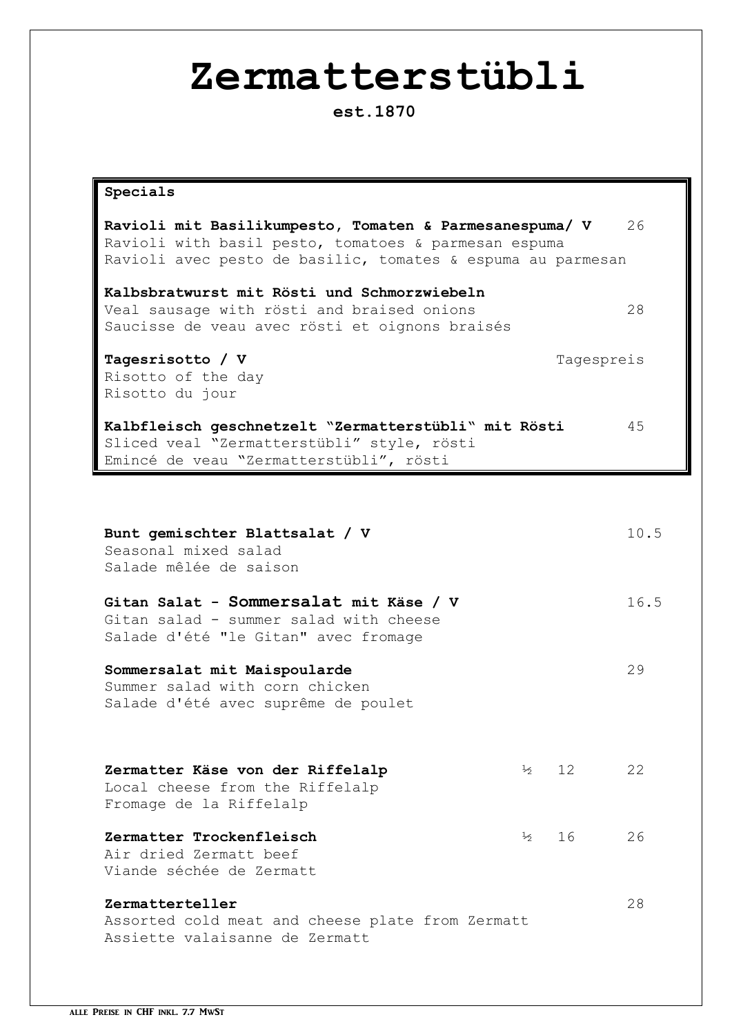# Zermatterstübli

**est.1870**

## Specials

**Ravioli mit Basilikumpesto, Tomaten & Parmesanespuma/ V** 26
Ravioli with basil pesto, tomatoes & parmesan espuma
Ravioli avec pesto de basilic, tomates & espuma au parmesan

**Kalbsbratwurst mit Rösti und Schmorzwiebeln**
Veal sausage with rösti and braised onions 28
Saucisse de veau avec rösti et oignons braisés

**Tagesrisotto / V** Tagespreis
Risotto of the day
Risotto du jour

**Kalbfleisch geschnetzelt "Zermatterstübli" mit Rösti** 45
Sliced veal "Zermatterstübli" style, rösti
Emincé de veau "Zermatterstübli", rösti

---

**Bunt gemischter Blattsalat / V** 10.5
Seasonal mixed salad
Salade mêlée de saison

**Gitan Salat - Sommersalat mit Käse / V** 16.5
Gitan salad - summer salad with cheese
Salade d'été "le Gitan" avec fromage

**Sommersalat mit Maispoularde** 29
Summer salad with corn chicken
Salade d'été avec suprême de poulet

---

**Zermatter Käse von der Riffelalp** ½ 12 22
Local cheese from the Riffelalp
Fromage de la Riffelalp

**Zermatter Trockenfleisch** ½ 16 26
Air dried Zermatt beef
Viande séchée de Zermatt

**Zermatterteller** 28
Assorted cold meat and cheese plate from Zermatt
Assiette valaisanne de Zermatt

ALLE PREISE IN CHF INKL. 7.7 MWST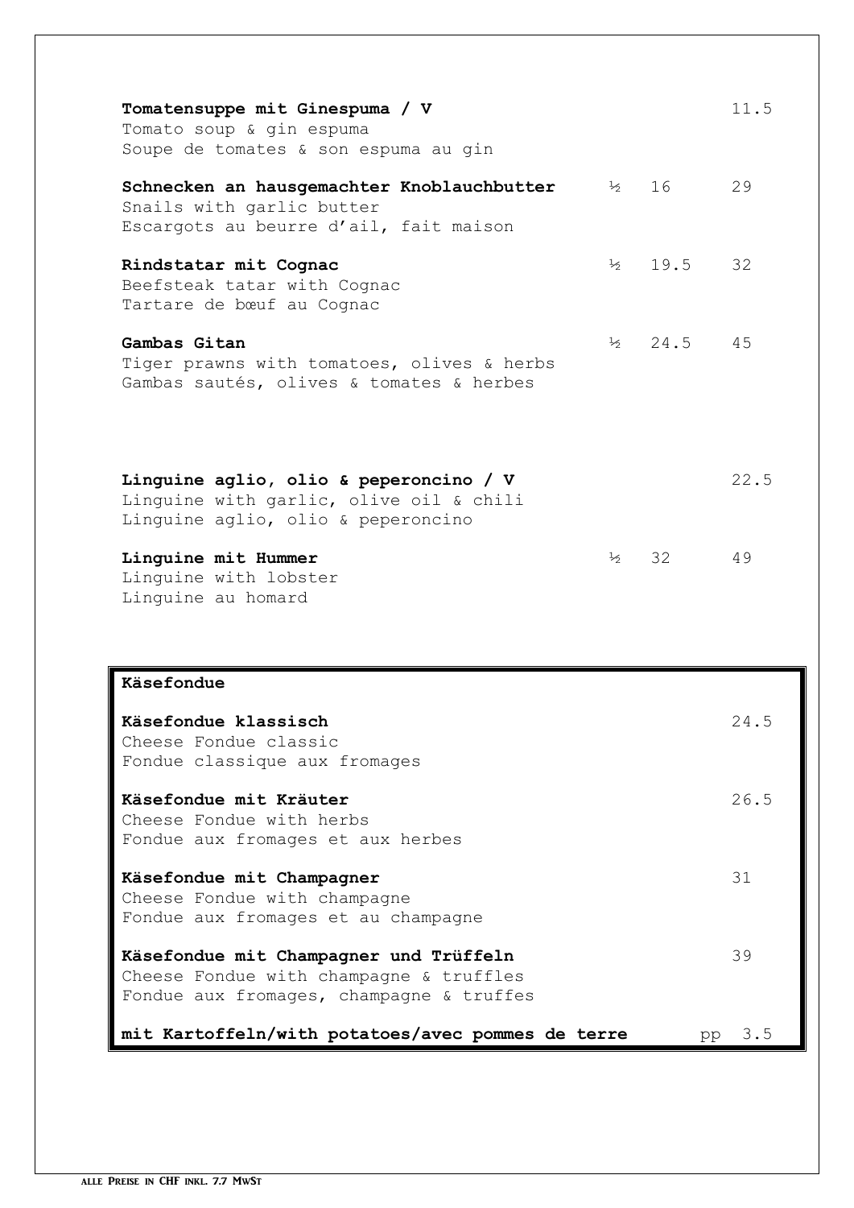**Tomatensuppe mit Ginespuma / V** 11.5
Tomato soup & gin espuma
Soupe de tomates & son espuma au gin

**Schnecken an hausgemachter Knoblauchbutter** ½ 16 29
Snails with garlic butter
Escargots au beurre d'ail, fait maison

**Rindstatar mit Cognac** ½ 19.5 32
Beefsteak tatar with Cognac
Tartare de bœuf au Cognac

**Gambas Gitan** ½ 24.5 45
Tiger prawns with tomatoes, olives & herbs
Gambas sautés, olives & tomates & herbes

**Linguine aglio, olio & peperoncino / V** 22.5
Linguine with garlic, olive oil & chili
Linguine aglio, olio & peperoncino

**Linguine mit Hummer** ½ 32 49
Linguine with lobster
Linguine au homard

## Käsefondue

**Käsefondue klassisch** 24.5
Cheese Fondue classic
Fondue classique aux fromages

**Käsefondue mit Kräuter** 26.5
Cheese Fondue with herbs
Fondue aux fromages et aux herbes

**Käsefondue mit Champagner** 31
Cheese Fondue with champagne
Fondue aux fromages et au champagne

**Käsefondue mit Champagner und Trüffeln** 39
Cheese Fondue with champagne & truffles
Fondue aux fromages, champagne & truffes

**mit Kartoffeln/with potatoes/avec pommes de terre** pp 3.5

ALLE PREISE IN CHF INKL. 7.7 MWST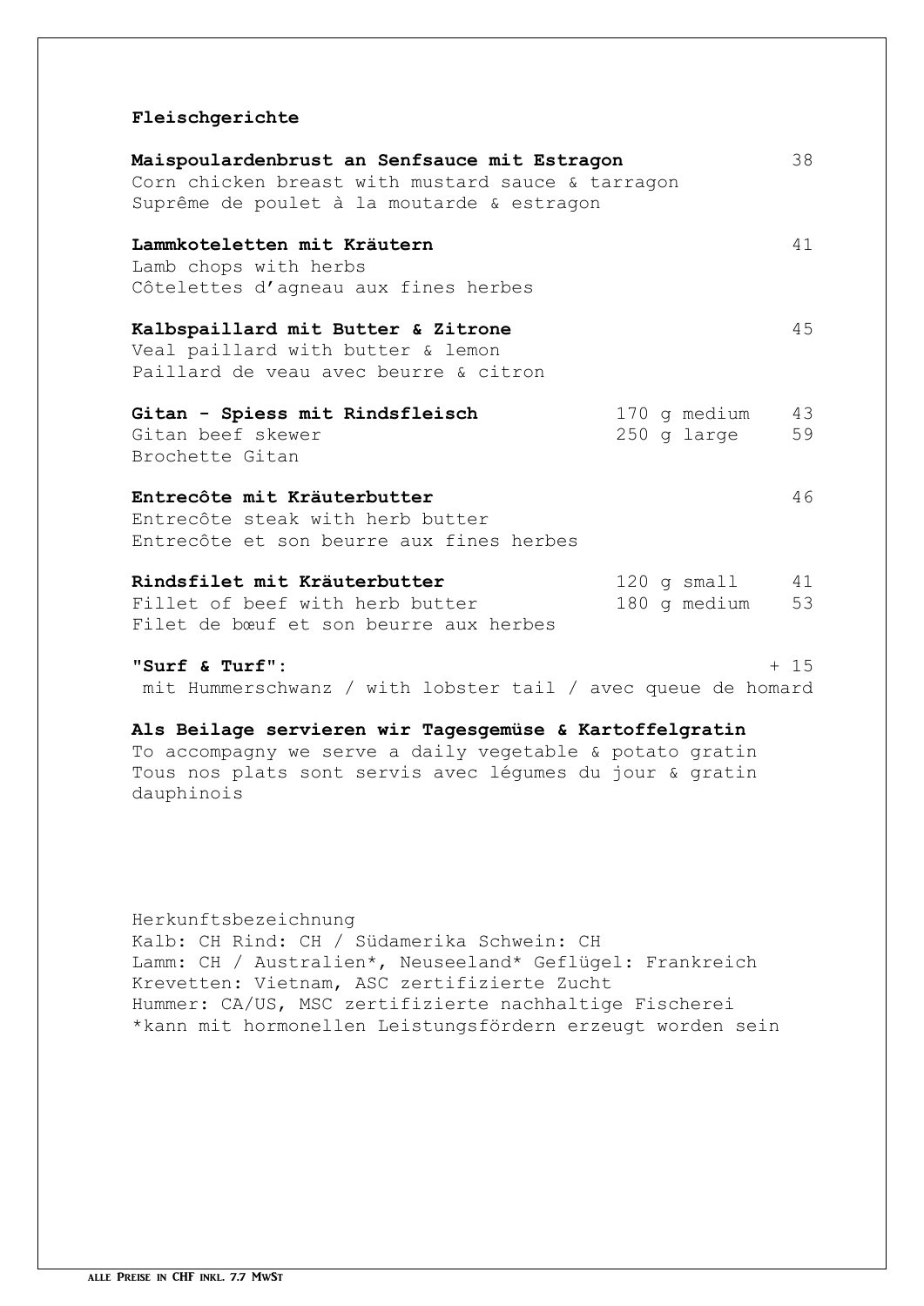## Fleischgerichte

**Maispoulardenbrust an Senfsauce mit Estragon** 38
Corn chicken breast with mustard sauce & tarragon
Suprême de poulet à la moutarde & estragon

**Lammkoteletten mit Kräutern** 41
Lamb chops with herbs
Côtelettes d'agneau aux fines herbes

**Kalbspaillard mit Butter & Zitrone** 45
Veal paillard with butter & lemon
Paillard de veau avec beurre & citron

**Gitan - Spiess mit Rindsfleisch** 170 g medium 43
Gitan beef skewer 250 g large 59
Brochette Gitan

**Entrecôte mit Kräuterbutter** 46
Entrecôte steak with herb butter
Entrecôte et son beurre aux fines herbes

**Rindsfilet mit Kräuterbutter** 120 g small 41
Fillet of beef with herb butter 180 g medium 53
Filet de bœuf et son beurre aux herbes

**"Surf & Turf":** + 15
mit Hummerschwanz / with lobster tail / avec queue de homard

**Als Beilage servieren wir Tagesgemüse & Kartoffelgratin**
To accompagny we serve a daily vegetable & potato gratin
Tous nos plats sont servis avec légumes du jour & gratin dauphinois

Herkunftsbezeichnung
Kalb: CH Rind: CH / Südamerika Schwein: CH
Lamm: CH / Australien*, Neuseeland* Geflügel: Frankreich
Krevetten: Vietnam, ASC zertifizierte Zucht
Hummer: CA/US, MSC zertifizierte nachhaltige Fischerei
*kann mit hormonellen Leistungsfördern erzeugt worden sein

ALLE PREISE IN CHF INKL. 7.7 MWST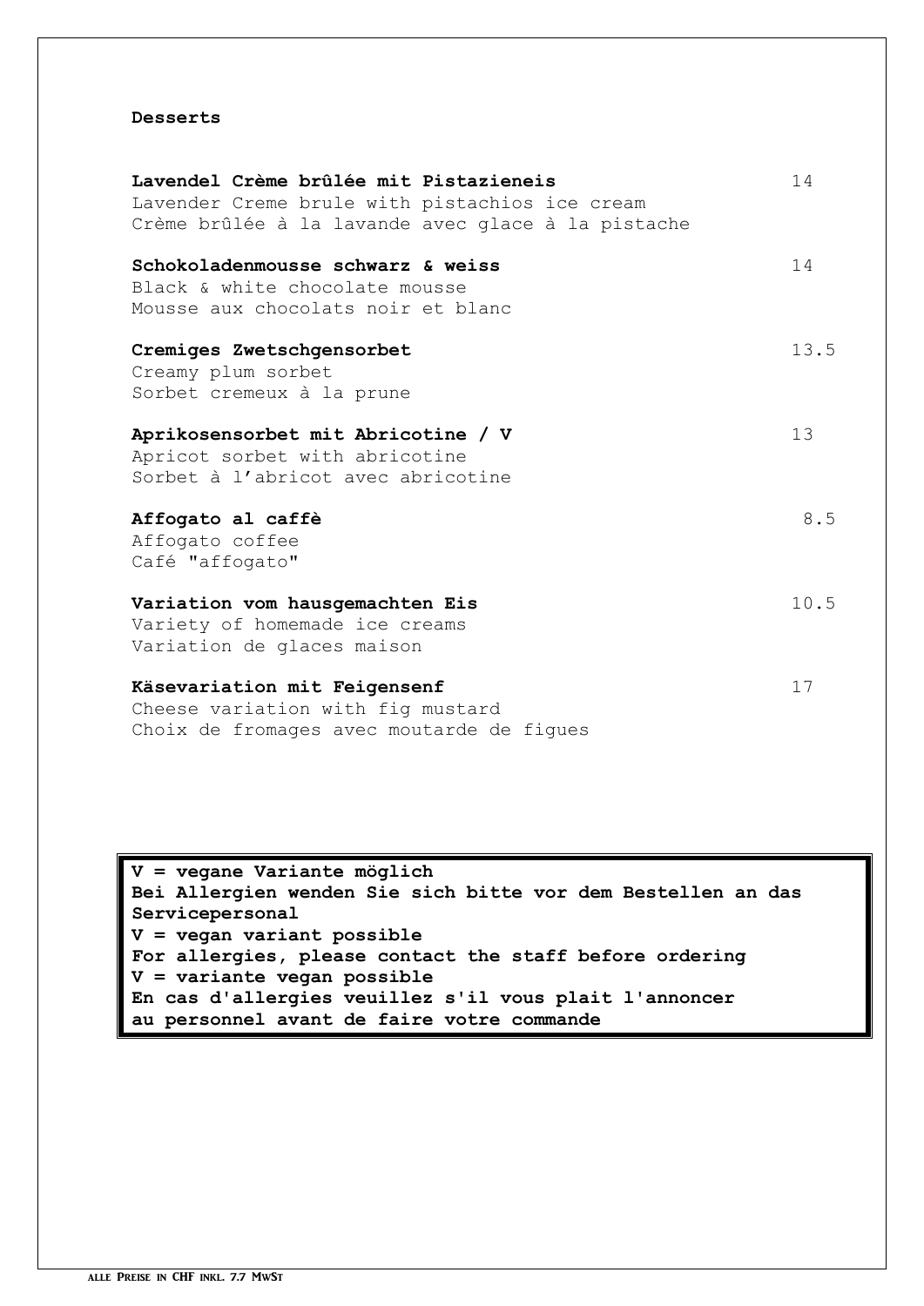## Desserts

**Lavendel Crème brûlée mit Pistazieneis** 14
Lavender Creme brule with pistachios ice cream
Crème brûlée à la lavande avec glace à la pistache

**Schokoladenmousse schwarz & weiss** 14
Black & white chocolate mousse
Mousse aux chocolats noir et blanc

**Cremiges Zwetschgensorbet** 13.5
Creamy plum sorbet
Sorbet cremeux à la prune

**Aprikosensorbet mit Abricotine / V** 13
Apricot sorbet with abricotine
Sorbet à l'abricot avec abricotine

**Affogato al caffè** 8.5
Affogato coffee
Café "affogato"

**Variation vom hausgemachten Eis** 10.5
Variety of homemade ice creams
Variation de glaces maison

**Käsevariation mit Feigensenf** 17
Cheese variation with fig mustard
Choix de fromages avec moutarde de figues

**V = vegane Variante möglich**
**Bei Allergien wenden Sie sich bitte vor dem Bestellen an das Servicepersonal**
**V = vegan variant possible**
**For allergies, please contact the staff before ordering**
**V = variante vegan possible**
**En cas d'allergies veuillez s'il vous plait l'annoncer au personnel avant de faire votre commande**

ALLE PREISE IN CHF INKL. 7.7 MWST